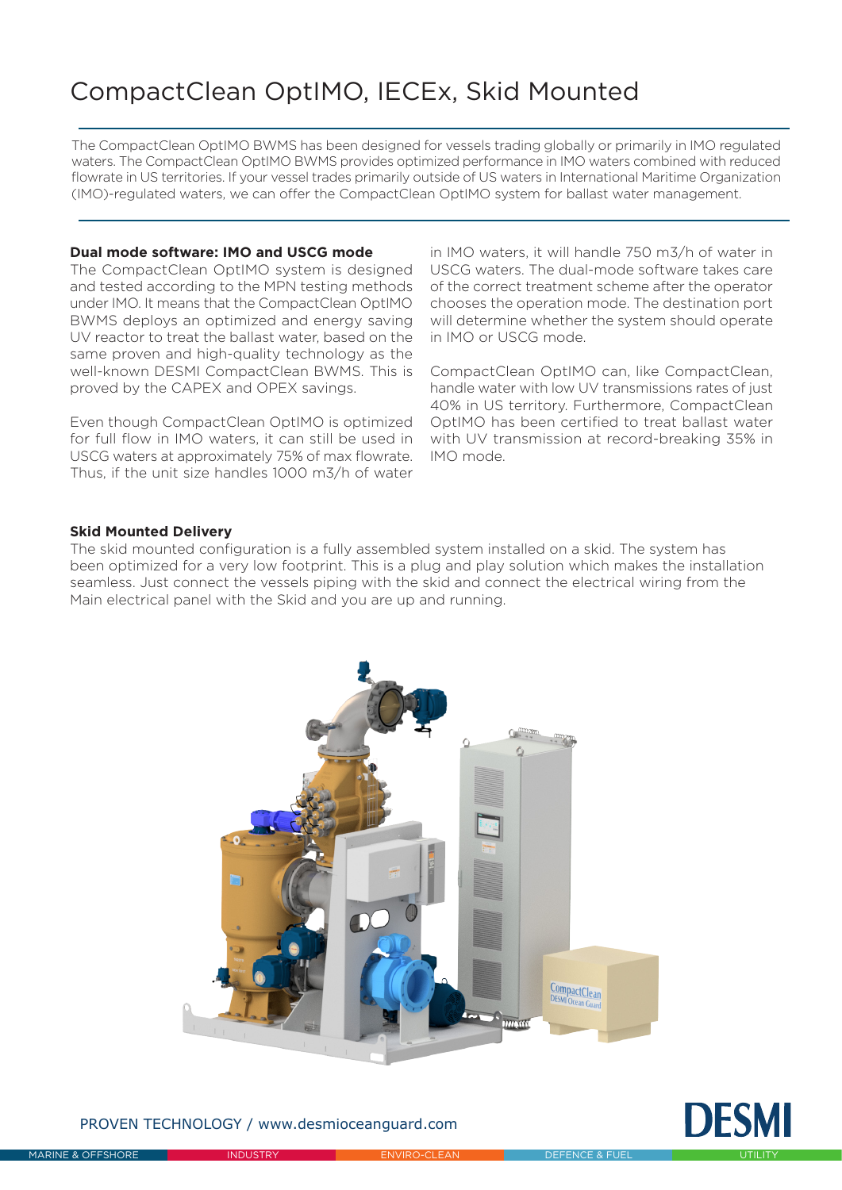# CompactClean OptIMO, IECEx, Skid Mounted

The CompactClean OptIMO BWMS has been designed for vessels trading globally or primarily in IMO regulated waters. The CompactClean OptIMO BWMS provides optimized performance in IMO waters combined with reduced flowrate in US territories. If your vessel trades primarily outside of US waters in International Maritime Organization (IMO)-regulated waters, we can offer the CompactClean OptIMO system for ballast water management.

**Dual mode software: IMO and USCG mode**

The CompactClean OptIMO system is designed and tested according to the MPN testing methods under IMO. It means that the CompactClean OptIMO BWMS deploys an optimized and energy saving UV reactor to treat the ballast water, based on the same proven and high-quality technology as the well-known DESMI CompactClean BWMS. This is proved by the CAPEX and OPEX savings.

Even though CompactClean OptIMO is optimized for full flow in IMO waters, it can still be used in USCG waters at approximately 75% of max flowrate. Thus, if the unit size handles 1000 m3/h of water in IMO waters, it will handle 750 m3/h of water in USCG waters. The dual-mode software takes care of the correct treatment scheme after the operator chooses the operation mode. The destination port will determine whether the system should operate in IMO or USCG mode.

CompactClean OptIMO can, like CompactClean, handle water with low UV transmissions rates of just 40% in US territory. Furthermore, CompactClean OptIMO has been certified to treat ballast water with UV transmission at record-breaking 35% in IMO mode.

**Skid Mounted Delivery**

The skid mounted configuration is a fully assembled system installed on a skid. The system has been optimized for a very low footprint. This is a plug and play solution which makes the installation seamless. Just connect the vessels piping with the skid and connect the electrical wiring from the Main electrical panel with the Skid and you are up and running.

PROVEN TECHNOLOGY / www.desmioceanguard.com

DESMI

MARINE & OFFSHORE | INDUSTRY | ENVIRO-CLEAN | DEFENCE & FUEL | UTILITY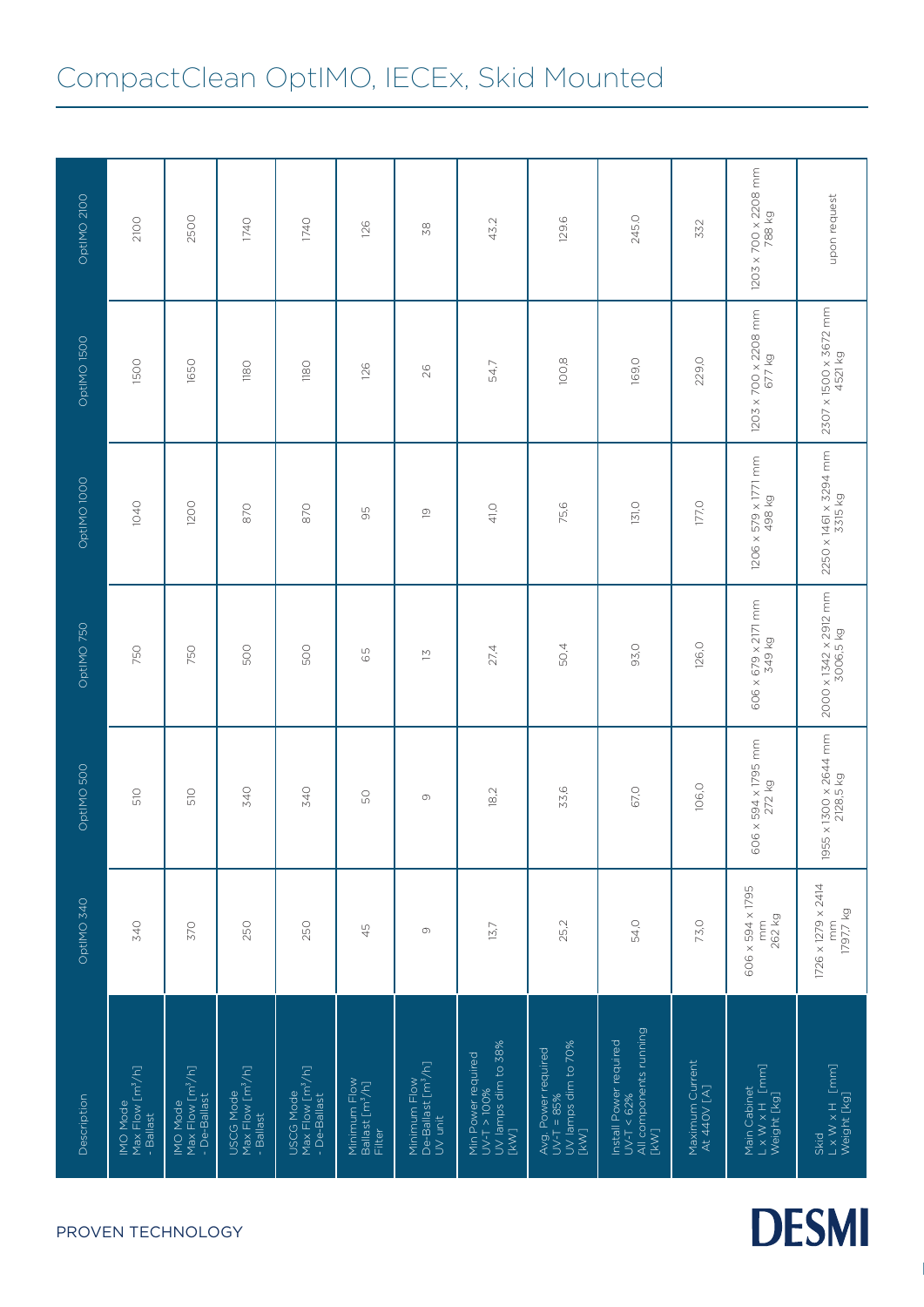# CompactClean OptIMO, IECEx, Skid Mounted

| Description | OptIMO 340 | OptIMO 500 | OptIMO 750 | OptIMO 1000 | OptIMO 1500 | OptIMO 2100 |
|---|---|---|---|---|---|---|
| IMO Mode Max Flow [m³/h] - Ballast | 340 | 510 | 750 | 1040 | 1500 | 2100 |
| IMO Mode Max Flow [m³/h] - De-Ballast | 370 | 510 | 750 | 1200 | 1650 | 2500 |
| USCG Mode Max Flow [m³/h] - Ballast | 250 | 340 | 500 | 870 | 1180 | 1740 |
| USCG Mode Max Flow [m³/h] - De-Ballast | 250 | 340 | 500 | 870 | 1180 | 1740 |
| Minimum Flow Ballast [m³/h] Filter | 45 | 50 | 65 | 95 | 126 | 126 |
| Minimum Flow De-Ballast [m³/h] UV unit | 9 | 9 | 13 | 19 | 26 | 38 |
| Min Power required UV-T > 100% UV lamps dim to 38% [kW] | 13,7 | 18,2 | 27,4 | 41,0 | 54,7 | 43,2 |
| Avg. Power required UV-T = 85% UV lamps dim to 70% [kW] | 25,2 | 33,6 | 50,4 | 75,6 | 100,8 | 129,6 |
| Install Power required UV-T < 62% All components running [kW] | 54,0 | 67,0 | 93,0 | 131,0 | 169,0 | 245,0 |
| Maximum Current At 440V [A] | 73,0 | 106,0 | 126,0 | 177,0 | 229,0 | 332 |
| Main Cabinet L x W x H [mm] Weight [kg] | 606 x 594 x 1795 mm 262 kg | 606 x 594 x 1795 mm 272 kg | 606 x 679 x 2171 mm 349 kg | 1206 x 579 x 1771 mm 498 kg | 1203 x 700 x 2208 mm 677 kg | 1203 x 700 x 2208 mm 788 kg |
| Skid L x W x H [mm] Weight [kg] | 1726 x 1279 x 2414 mm 1797,7 kg | 1955 x 1300 x 2644 mm 2128,5 kg | 2000 x 1342 x 2912 mm 3006,5 kg | 2250 x 1461 x 3294 mm 3315 kg | 2307 x 1500 x 3672 mm 4521 kg | upon request |

PROVEN TECHNOLOGY

DESMI